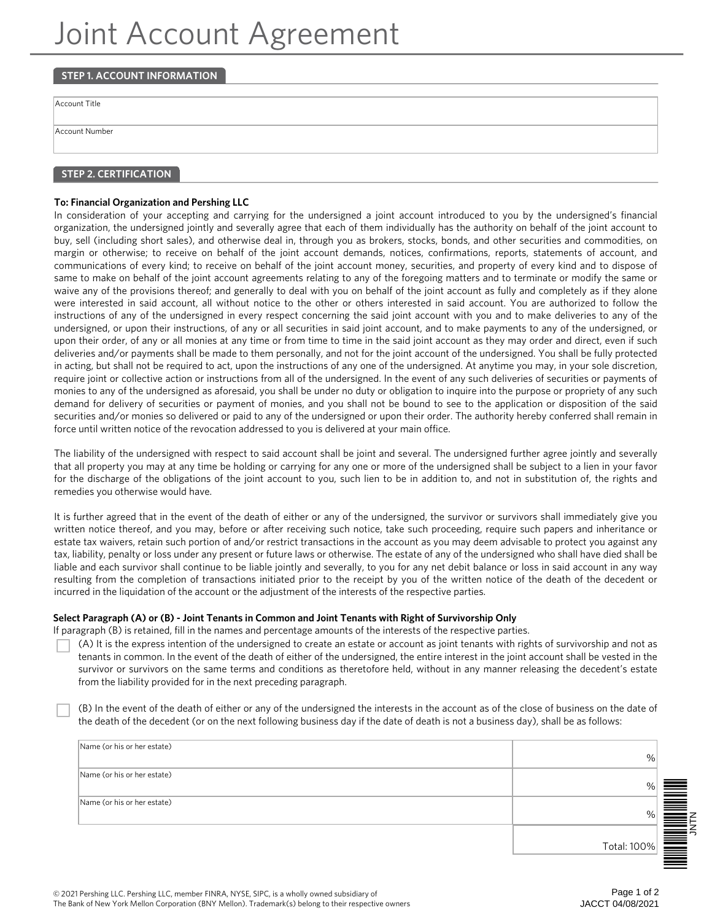# Joint Account Agreement

## STEP 1. ACCOUNT INFORMATION

| | |
|---|---|
| Account Title | |
| Account Number | |

## STEP 2. CERTIFICATION

**To: Financial Organization and Pershing LLC**

In consideration of your accepting and carrying for the undersigned a joint account introduced to you by the undersigned's financial organization, the undersigned jointly and severally agree that each of them individually has the authority on behalf of the joint account to buy, sell (including short sales), and otherwise deal in, through you as brokers, stocks, bonds, and other securities and commodities, on margin or otherwise; to receive on behalf of the joint account demands, notices, confirmations, reports, statements of account, and communications of every kind; to receive on behalf of the joint account money, securities, and property of every kind and to dispose of same to make on behalf of the joint account agreements relating to any of the foregoing matters and to terminate or modify the same or waive any of the provisions thereof; and generally to deal with you on behalf of the joint account as fully and completely as if they alone were interested in said account, all without notice to the other or others interested in said account. You are authorized to follow the instructions of any of the undersigned in every respect concerning the said joint account with you and to make deliveries to any of the undersigned, or upon their instructions, of any or all securities in said joint account, and to make payments to any of the undersigned, or upon their order, of any or all monies at any time or from time to time in the said joint account as they may order and direct, even if such deliveries and/or payments shall be made to them personally, and not for the joint account of the undersigned. You shall be fully protected in acting, but shall not be required to act, upon the instructions of any one of the undersigned. At anytime you may, in your sole discretion, require joint or collective action or instructions from all of the undersigned. In the event of any such deliveries of securities or payments of monies to any of the undersigned as aforesaid, you shall be under no duty or obligation to inquire into the purpose or propriety of any such demand for delivery of securities or payment of monies, and you shall not be bound to see to the application or disposition of the said securities and/or monies so delivered or paid to any of the undersigned or upon their order. The authority hereby conferred shall remain in force until written notice of the revocation addressed to you is delivered at your main office.

The liability of the undersigned with respect to said account shall be joint and several. The undersigned further agree jointly and severally that all property you may at any time be holding or carrying for any one or more of the undersigned shall be subject to a lien in your favor for the discharge of the obligations of the joint account to you, such lien to be in addition to, and not in substitution of, the rights and remedies you otherwise would have.

It is further agreed that in the event of the death of either or any of the undersigned, the survivor or survivors shall immediately give you written notice thereof, and you may, before or after receiving such notice, take such proceeding, require such papers and inheritance or estate tax waivers, retain such portion of and/or restrict transactions in the account as you may deem advisable to protect you against any tax, liability, penalty or loss under any present or future laws or otherwise. The estate of any of the undersigned who shall have died shall be liable and each survivor shall continue to be liable jointly and severally, to you for any net debit balance or loss in said account in any way resulting from the completion of transactions initiated prior to the receipt by you of the written notice of the death of the decedent or incurred in the liquidation of the account or the adjustment of the interests of the respective parties.

**Select Paragraph (A) or (B) - Joint Tenants in Common and Joint Tenants with Right of Survivorship Only**

If paragraph (B) is retained, fill in the names and percentage amounts of the interests of the respective parties.

☐ (A) It is the express intention of the undersigned to create an estate or account as joint tenants with rights of survivorship and not as tenants in common. In the event of the death of either of the undersigned, the entire interest in the joint account shall be vested in the survivor or survivors on the same terms and conditions as theretofore held, without in any manner releasing the decedent's estate from the liability provided for in the next preceding paragraph.

☐ (B) In the event of the death of either or any of the undersigned the interests in the account as of the close of business on the date of the death of the decedent (or on the next following business day if the date of death is not a business day), shall be as follows:

| | |
|---|---|
| Name (or his or her estate) | % |
| Name (or his or her estate) | % |
| Name (or his or her estate) | % |
| | Total: 100% |

© 2021 Pershing LLC. Pershing LLC, member FINRA, NYSE, SIPC, is a wholly owned subsidiary of The Bank of New York Mellon Corporation (BNY Mellon). Trademark(s) belong to their respective owners

JACCT 04/08/2021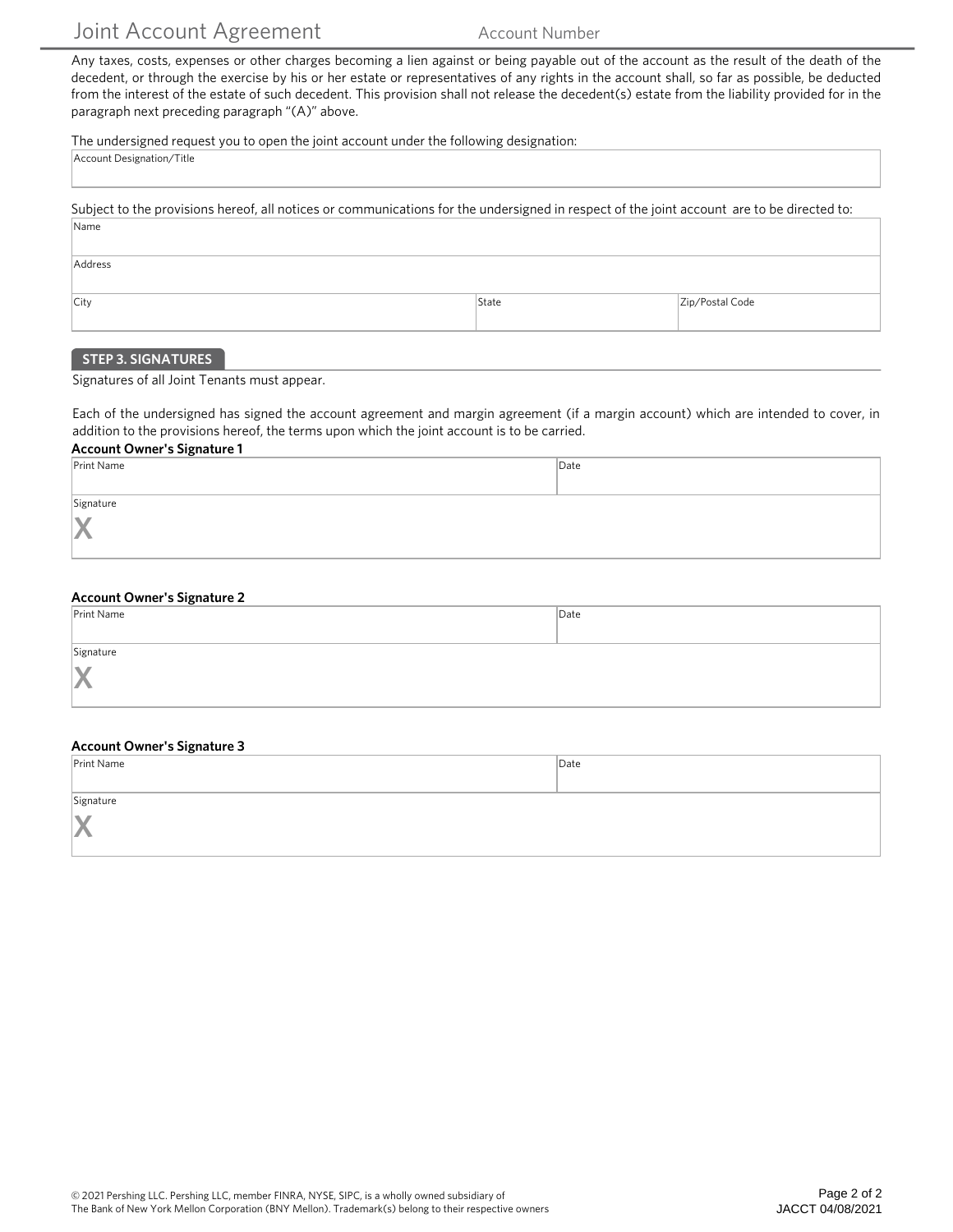Any taxes, costs, expenses or other charges becoming a lien against or being payable out of the account as the result of the death of the decedent, or through the exercise by his or her estate or representatives of any rights in the account shall, so far as possible, be deducted from the interest of the estate of such decedent. This provision shall not release the decedent(s) estate from the liability provided for in the paragraph next preceding paragraph "(A)" above.

The undersigned request you to open the joint account under the following designation:

| Account Designation/Title |
|---|
| |

Subject to the provisions hereof, all notices or communications for the undersigned in respect of the joint account are to be directed to:

| Name | | |
|---|---|---|
| Address | | |
| City | State | Zip/Postal Code |

## STEP 3. SIGNATURES

Signatures of all Joint Tenants must appear.

Each of the undersigned has signed the account agreement and margin agreement (if a margin account) which are intended to cover, in addition to the provisions hereof, the terms upon which the joint account is to be carried.

**Account Owner's Signature 1**

| Print Name | Date |
|---|---|
| Signature X | |

**Account Owner's Signature 2**

| Print Name | Date |
|---|---|
| Signature X | |

**Account Owner's Signature 3**

| Print Name | Date |
|---|---|
| Signature X | |

© 2021 Pershing LLC. Pershing LLC, member FINRA, NYSE, SIPC, is a wholly owned subsidiary of The Bank of New York Mellon Corporation (BNY Mellon). Trademark(s) belong to their respective owners

JACCT 04/08/2021